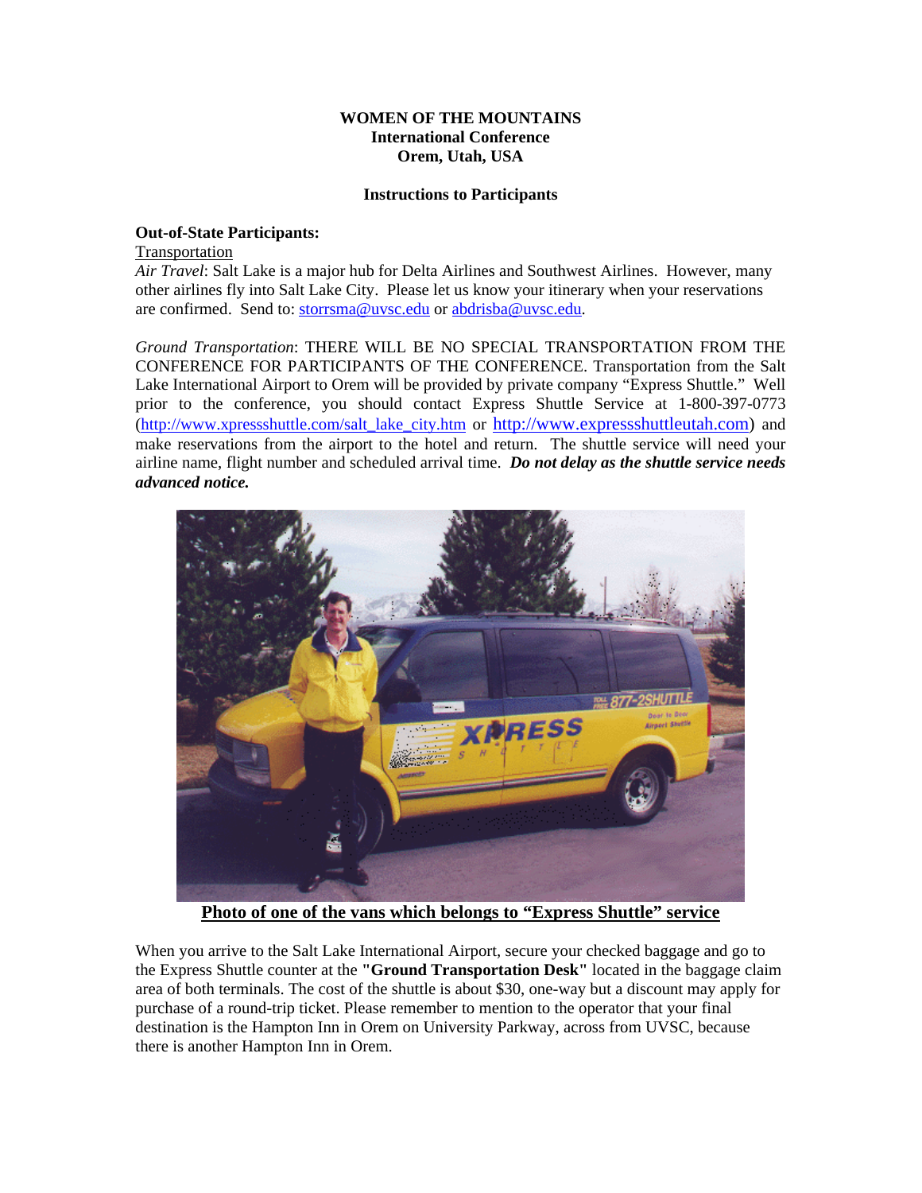**WOMEN OF THE MOUNTAINS**
**International Conference**
**Orem, Utah, USA**

**Instructions to Participants**

**Out-of-State Participants:**

Transportation

*Air Travel*: Salt Lake is a major hub for Delta Airlines and Southwest Airlines. However, many other airlines fly into Salt Lake City. Please let us know your itinerary when your reservations are confirmed. Send to: storrsma@uvsc.edu or abdrisba@uvsc.edu.

*Ground Transportation*: THERE WILL BE NO SPECIAL TRANSPORTATION FROM THE CONFERENCE FOR PARTICIPANTS OF THE CONFERENCE. Transportation from the Salt Lake International Airport to Orem will be provided by private company "Express Shuttle." Well prior to the conference, you should contact Express Shuttle Service at 1-800-397-0773 (http://www.xpressshuttle.com/salt_lake_city.htm or http://www.expressshuttleutah.com) and make reservations from the airport to the hotel and return. The shuttle service will need your airline name, flight number and scheduled arrival time. ***Do not delay as the shuttle service needs advanced notice.***

**Photo of one of the vans which belongs to "Express Shuttle" service**

When you arrive to the Salt Lake International Airport, secure your checked baggage and go to the Express Shuttle counter at the **"Ground Transportation Desk"** located in the baggage claim area of both terminals. The cost of the shuttle is about $30, one-way but a discount may apply for purchase of a round-trip ticket. Please remember to mention to the operator that your final destination is the Hampton Inn in Orem on University Parkway, across from UVSC, because there is another Hampton Inn in Orem.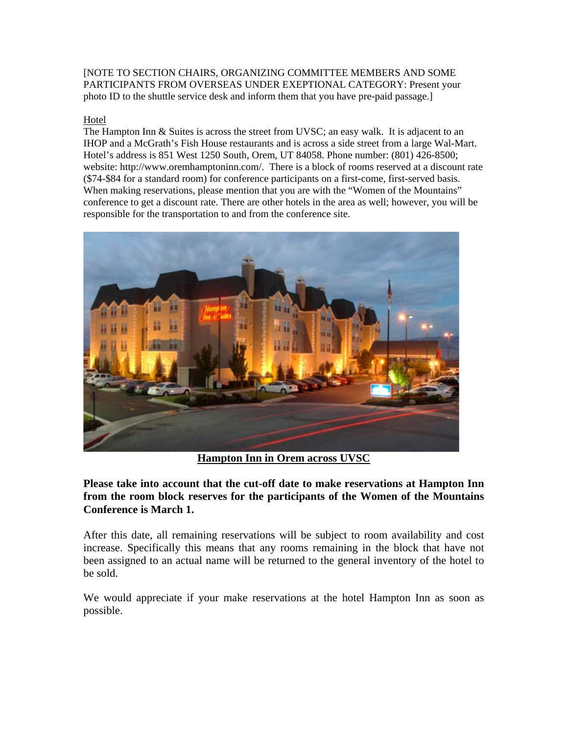[NOTE TO SECTION CHAIRS, ORGANIZING COMMITTEE MEMBERS AND SOME PARTICIPANTS FROM OVERSEAS UNDER EXEPTIONAL CATEGORY: Present your photo ID to the shuttle service desk and inform them that you have pre-paid passage.]

Hotel

The Hampton Inn & Suites is across the street from UVSC; an easy walk. It is adjacent to an IHOP and a McGrath's Fish House restaurants and is across a side street from a large Wal-Mart. Hotel's address is 851 West 1250 South, Orem, UT 84058. Phone number: (801) 426-8500; website: http://www.oremhamptoninn.com/. There is a block of rooms reserved at a discount rate ($74-$84 for a standard room) for conference participants on a first-come, first-served basis. When making reservations, please mention that you are with the "Women of the Mountains" conference to get a discount rate. There are other hotels in the area as well; however, you will be responsible for the transportation to and from the conference site.

**Hampton Inn in Orem across UVSC**

**Please take into account that the cut-off date to make reservations at Hampton Inn from the room block reserves for the participants of the Women of the Mountains Conference is March 1.**

After this date, all remaining reservations will be subject to room availability and cost increase. Specifically this means that any rooms remaining in the block that have not been assigned to an actual name will be returned to the general inventory of the hotel to be sold.

We would appreciate if your make reservations at the hotel Hampton Inn as soon as possible.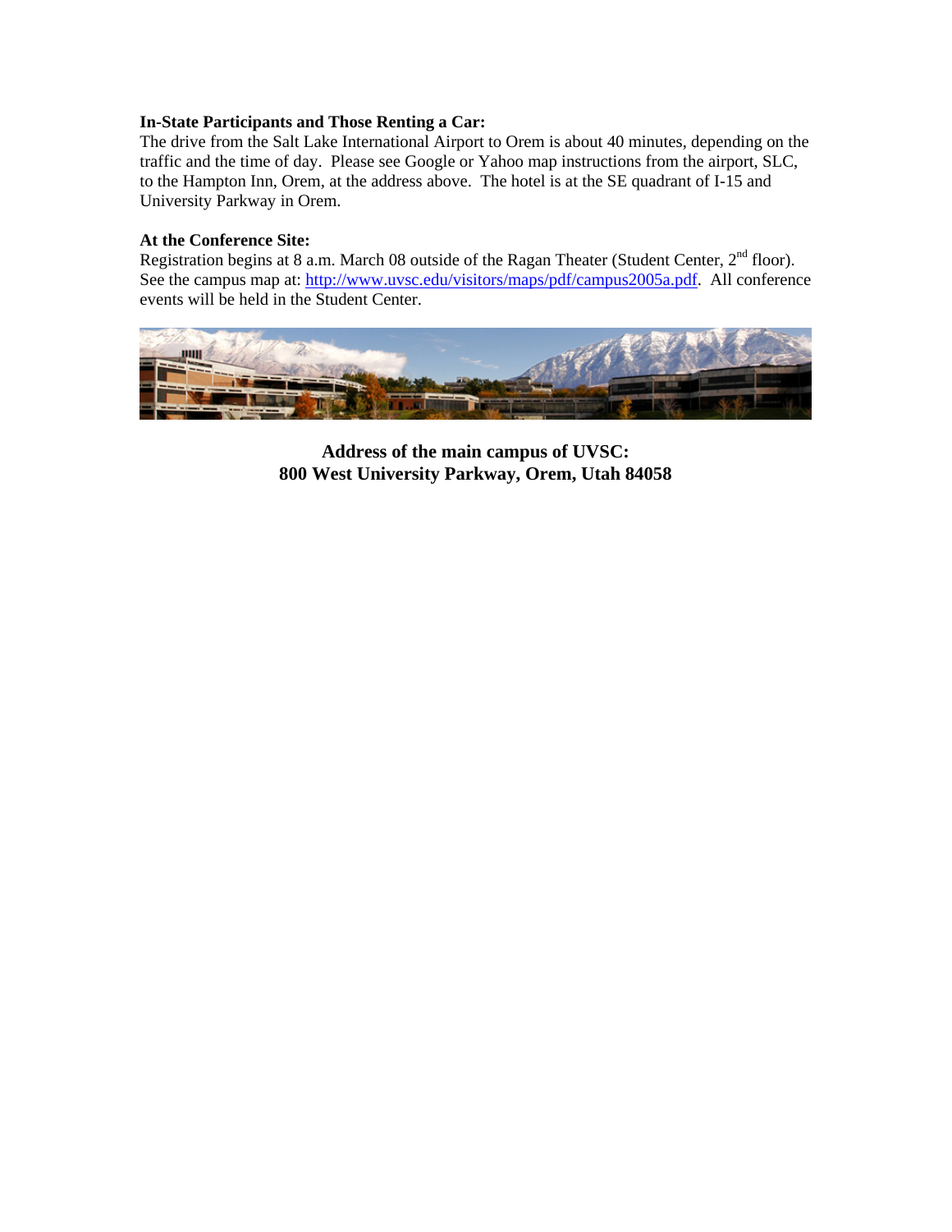**In-State Participants and Those Renting a Car:**
The drive from the Salt Lake International Airport to Orem is about 40 minutes, depending on the traffic and the time of day. Please see Google or Yahoo map instructions from the airport, SLC, to the Hampton Inn, Orem, at the address above. The hotel is at the SE quadrant of I-15 and University Parkway in Orem.

**At the Conference Site:**
Registration begins at 8 a.m. March 08 outside of the Ragan Theater (Student Center, 2nd floor). See the campus map at: http://www.uvsc.edu/visitors/maps/pdf/campus2005a.pdf. All conference events will be held in the Student Center.

**Address of the main campus of UVSC:**
**800 West University Parkway, Orem, Utah 84058**